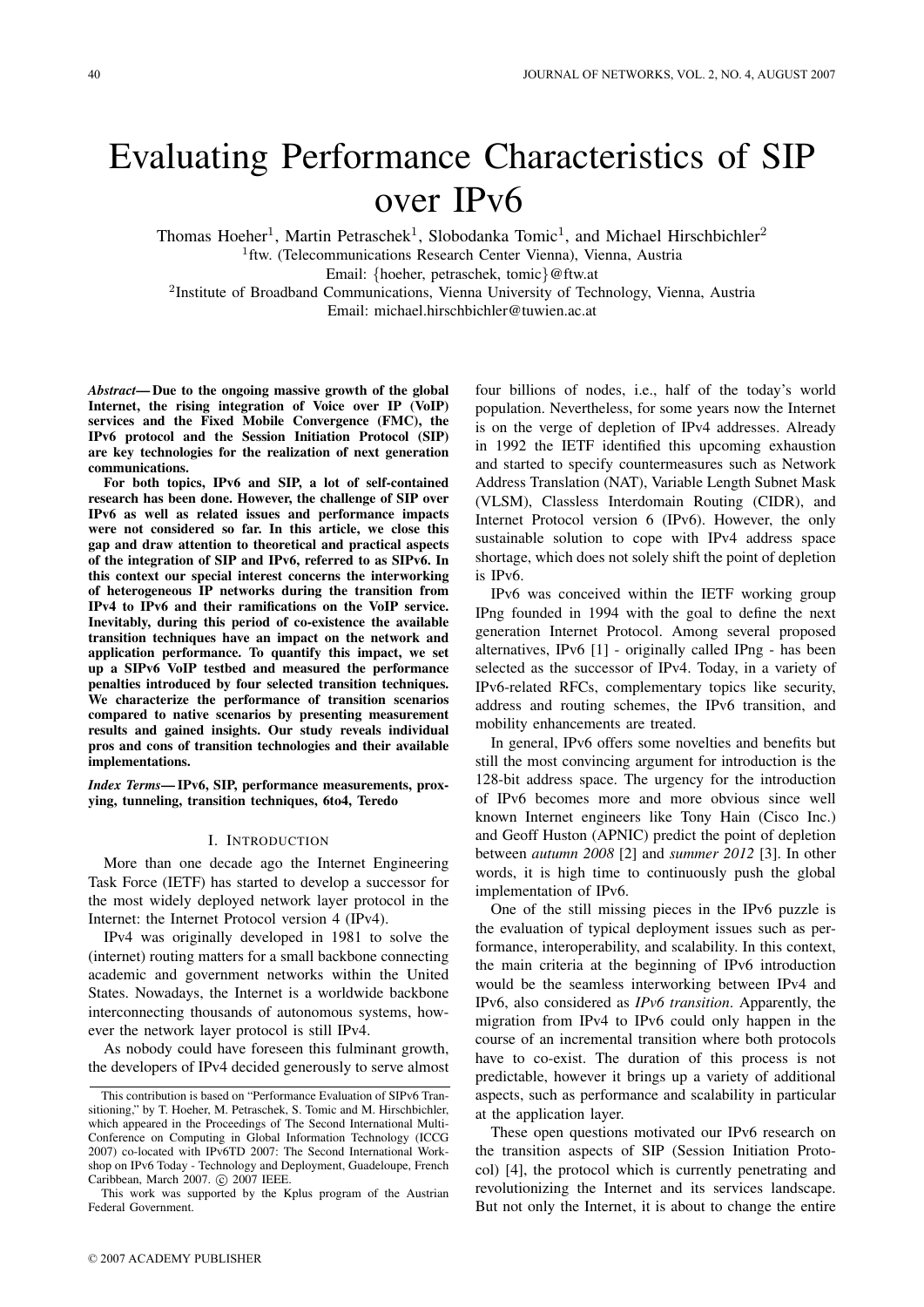# Evaluating Performance Characteristics of SIP over IPv6

Thomas Hoeher[1], Martin Petraschek[1], Slobodanka Tomic[1], and Michael Hirschbichler[2]

[1]ftw. (Telecommunications Research Center Vienna), Vienna, Austria

Email: {hoeher, petraschek, tomic}@ftw.at

[2]Institute of Broadband Communications, Vienna University of Technology, Vienna, Austria

Email: michael.hirschbichler@tuwien.ac.at

***Abstract*— Due to the ongoing massive growth of the global Internet, the rising integration of Voice over IP (VoIP) services and the Fixed Mobile Convergence (FMC), the IPv6 protocol and the Session Initiation Protocol (SIP) are key technologies for the realization of next generation communications.**

**For both topics, IPv6 and SIP, a lot of self-contained research has been done. However, the challenge of SIP over IPv6 as well as related issues and performance impacts were not considered so far. In this article, we close this gap and draw attention to theoretical and practical aspects of the integration of SIP and IPv6, referred to as SIPv6. In this context our special interest concerns the interworking of heterogeneous IP networks during the transition from IPv4 to IPv6 and their ramifications on the VoIP service. Inevitably, during this period of co-existence the available transition techniques have an impact on the network and application performance. To quantify this impact, we set up a SIPv6 VoIP testbed and measured the performance penalties introduced by four selected transition techniques. We characterize the performance of transition scenarios compared to native scenarios by presenting measurement results and gained insights. Our study reveals individual pros and cons of transition technologies and their available implementations.**

***Index Terms*— IPv6, SIP, performance measurements, proxying, tunneling, transition techniques, 6to4, Teredo**

## I. Introduction

More than one decade ago the Internet Engineering Task Force (IETF) has started to develop a successor for the most widely deployed network layer protocol in the Internet: the Internet Protocol version 4 (IPv4).

IPv4 was originally developed in 1981 to solve the (internet) routing matters for a small backbone connecting academic and government networks within the United States. Nowadays, the Internet is a worldwide backbone interconnecting thousands of autonomous systems, however the network layer protocol is still IPv4.

As nobody could have foreseen this fulminant growth, the developers of IPv4 decided generously to serve almost four billions of nodes, i.e., half of the today's world population. Nevertheless, for some years now the Internet is on the verge of depletion of IPv4 addresses. Already in 1992 the IETF identified this upcoming exhaustion and started to specify countermeasures such as Network Address Translation (NAT), Variable Length Subnet Mask (VLSM), Classless Interdomain Routing (CIDR), and Internet Protocol version 6 (IPv6). However, the only sustainable solution to cope with IPv4 address space shortage, which does not solely shift the point of depletion is IPv6.

IPv6 was conceived within the IETF working group IPng founded in 1994 with the goal to define the next generation Internet Protocol. Among several proposed alternatives, IPv6 [1] - originally called IPng - has been selected as the successor of IPv4. Today, in a variety of IPv6-related RFCs, complementary topics like security, address and routing schemes, the IPv6 transition, and mobility enhancements are treated.

In general, IPv6 offers some novelties and benefits but still the most convincing argument for introduction is the 128-bit address space. The urgency for the introduction of IPv6 becomes more and more obvious since well known Internet engineers like Tony Hain (Cisco Inc.) and Geoff Huston (APNIC) predict the point of depletion between *autumn 2008* [2] and *summer 2012* [3]. In other words, it is high time to continuously push the global implementation of IPv6.

One of the still missing pieces in the IPv6 puzzle is the evaluation of typical deployment issues such as performance, interoperability, and scalability. In this context, the main criteria at the beginning of IPv6 introduction would be the seamless interworking between IPv4 and IPv6, also considered as *IPv6 transition*. Apparently, the migration from IPv4 to IPv6 could only happen in the course of an incremental transition where both protocols have to co-exist. The duration of this process is not predictable, however it brings up a variety of additional aspects, such as performance and scalability in particular at the application layer.

These open questions motivated our IPv6 research on the transition aspects of SIP (Session Initiation Protocol) [4], the protocol which is currently penetrating and revolutionizing the Internet and its services landscape. But not only the Internet, it is about to change the entire

---

This contribution is based on "Performance Evaluation of SIPv6 Transitioning," by T. Hoeher, M. Petraschek, S. Tomic and M. Hirschbichler, which appeared in the Proceedings of The Second International Multi-Conference on Computing in Global Information Technology (ICCG 2007) co-located with IPv6TD 2007: The Second International Workshop on IPv6 Today - Technology and Deployment, Guadeloupe, French Caribbean, March 2007. © 2007 IEEE.

This work was supported by the Kplus program of the Austrian Federal Government.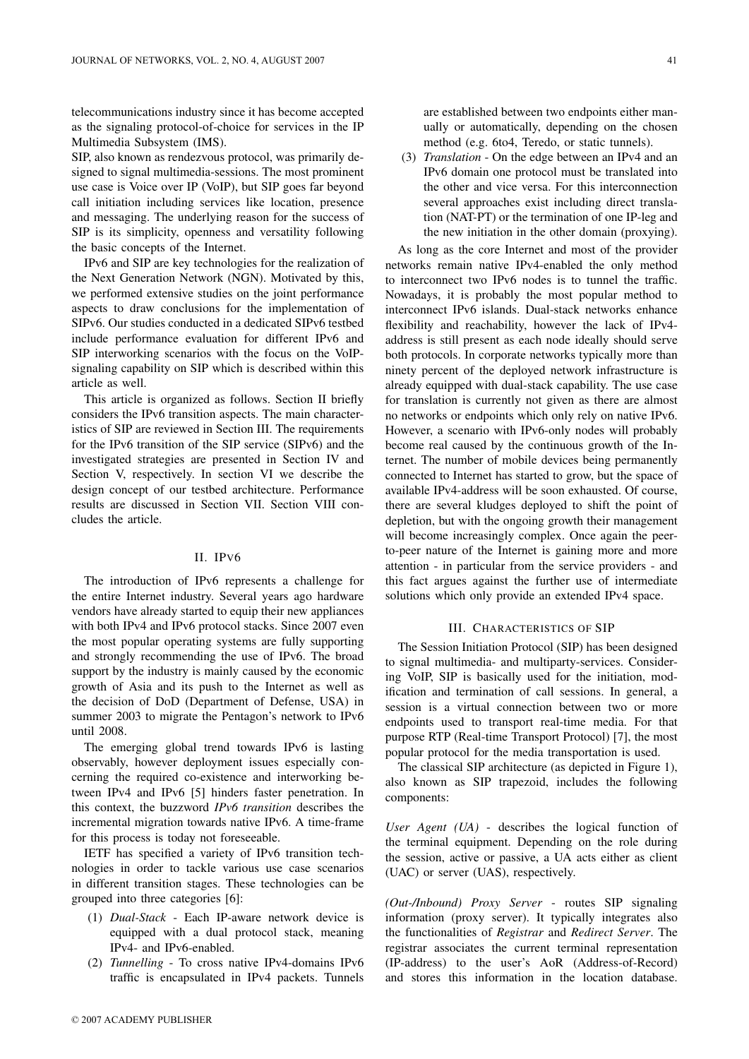telecommunications industry since it has become accepted as the signaling protocol-of-choice for services in the IP Multimedia Subsystem (IMS).

SIP, also known as rendezvous protocol, was primarily designed to signal multimedia-sessions. The most prominent use case is Voice over IP (VoIP), but SIP goes far beyond call initiation including services like location, presence and messaging. The underlying reason for the success of SIP is its simplicity, openness and versatility following the basic concepts of the Internet.

IPv6 and SIP are key technologies for the realization of the Next Generation Network (NGN). Motivated by this, we performed extensive studies on the joint performance aspects to draw conclusions for the implementation of SIPv6. Our studies conducted in a dedicated SIPv6 testbed include performance evaluation for different IPv6 and SIP interworking scenarios with the focus on the VoIP-signaling capability on SIP which is described within this article as well.

This article is organized as follows. Section II briefly considers the IPv6 transition aspects. The main characteristics of SIP are reviewed in Section III. The requirements for the IPv6 transition of the SIP service (SIPv6) and the investigated strategies are presented in Section IV and Section V, respectively. In section VI we describe the design concept of our testbed architecture. Performance results are discussed in Section VII. Section VIII concludes the article.

## II. IPv6

The introduction of IPv6 represents a challenge for the entire Internet industry. Several years ago hardware vendors have already started to equip their new appliances with both IPv4 and IPv6 protocol stacks. Since 2007 even the most popular operating systems are fully supporting and strongly recommending the use of IPv6. The broad support by the industry is mainly caused by the economic growth of Asia and its push to the Internet as well as the decision of DoD (Department of Defense, USA) in summer 2003 to migrate the Pentagon's network to IPv6 until 2008.

The emerging global trend towards IPv6 is lasting observably, however deployment issues especially concerning the required co-existence and interworking between IPv4 and IPv6 [5] hinders faster penetration. In this context, the buzzword *IPv6 transition* describes the incremental migration towards native IPv6. A time-frame for this process is today not foreseeable.

IETF has specified a variety of IPv6 transition technologies in order to tackle various use case scenarios in different transition stages. These technologies can be grouped into three categories [6]:

(1) *Dual-Stack* - Each IP-aware network device is equipped with a dual protocol stack, meaning IPv4- and IPv6-enabled.

(2) *Tunnelling* - To cross native IPv4-domains IPv6 traffic is encapsulated in IPv4 packets. Tunnels are established between two endpoints either manually or automatically, depending on the chosen method (e.g. 6to4, Teredo, or static tunnels).

(3) *Translation* - On the edge between an IPv4 and an IPv6 domain one protocol must be translated into the other and vice versa. For this interconnection several approaches exist including direct translation (NAT-PT) or the termination of one IP-leg and the new initiation in the other domain (proxying).

As long as the core Internet and most of the provider networks remain native IPv4-enabled the only method to interconnect two IPv6 nodes is to tunnel the traffic. Nowadays, it is probably the most popular method to interconnect IPv6 islands. Dual-stack networks enhance flexibility and reachability, however the lack of IPv4-address is still present as each node ideally should serve both protocols. In corporate networks typically more than ninety percent of the deployed network infrastructure is already equipped with dual-stack capability. The use case for translation is currently not given as there are almost no networks or endpoints which only rely on native IPv6. However, a scenario with IPv6-only nodes will probably become real caused by the continuous growth of the Internet. The number of mobile devices being permanently connected to Internet has started to grow, but the space of available IPv4-address will be soon exhausted. Of course, there are several kludges deployed to shift the point of depletion, but with the ongoing growth their management will become increasingly complex. Once again the peer-to-peer nature of the Internet is gaining more and more attention - in particular from the service providers - and this fact argues against the further use of intermediate solutions which only provide an extended IPv4 space.

## III. Characteristics of SIP

The Session Initiation Protocol (SIP) has been designed to signal multimedia- and multiparty-services. Considering VoIP, SIP is basically used for the initiation, modification and termination of call sessions. In general, a session is a virtual connection between two or more endpoints used to transport real-time media. For that purpose RTP (Real-time Transport Protocol) [7], the most popular protocol for the media transportation is used.

The classical SIP architecture (as depicted in Figure 1), also known as SIP trapezoid, includes the following components:

*User Agent (UA)* - describes the logical function of the terminal equipment. Depending on the role during the session, active or passive, a UA acts either as client (UAC) or server (UAS), respectively.

*(Out-/Inbound) Proxy Server* - routes SIP signaling information (proxy server). It typically integrates also the functionalities of *Registrar* and *Redirect Server*. The registrar associates the current terminal representation (IP-address) to the user's AoR (Address-of-Record) and stores this information in the location database.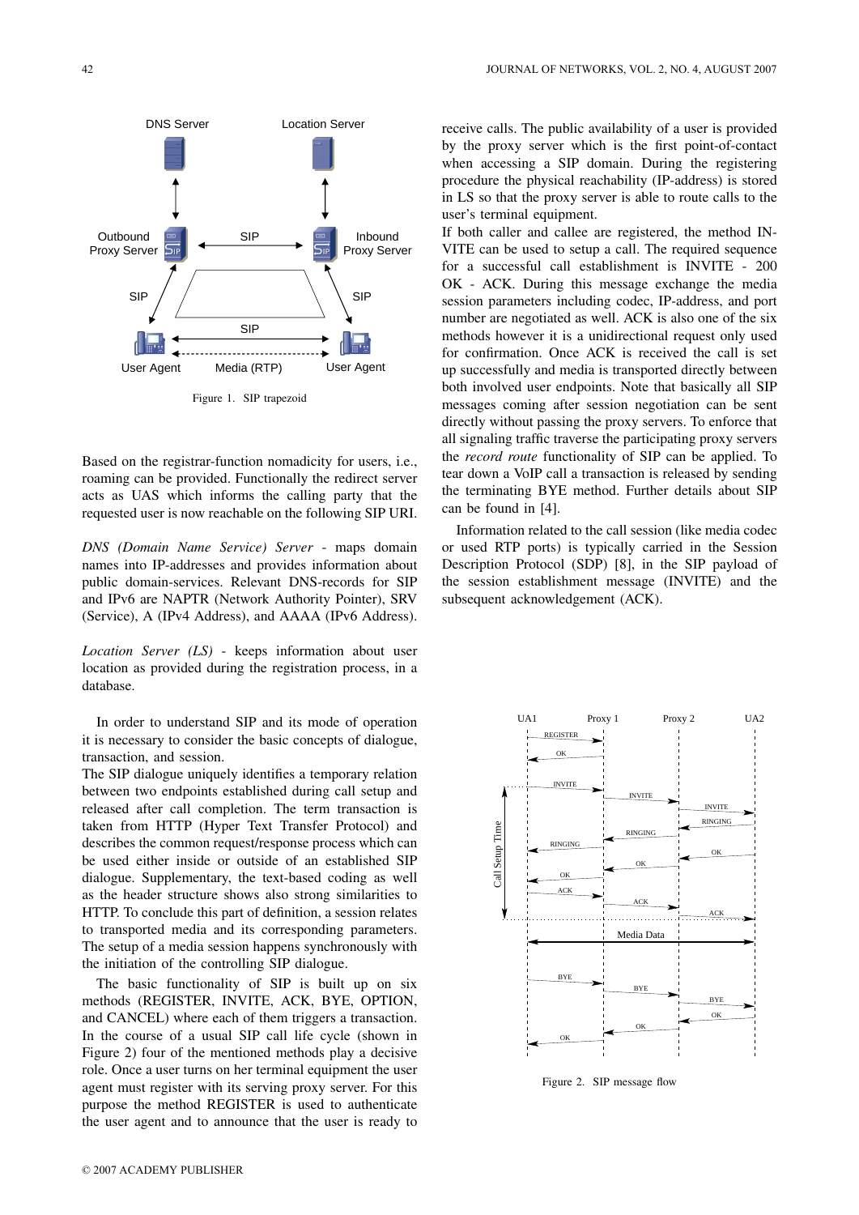DNS Server

Location Server

Outbound Proxy Server

SIP

Inbound Proxy Server

SIP

SIP

SIP

User Agent

Media (RTP)

User Agent

Figure 1. SIP trapezoid

Based on the registrar-function nomadicity for users, i.e., roaming can be provided. Functionally the redirect server acts as UAS which informs the calling party that the requested user is now reachable on the following SIP URI.

*DNS (Domain Name Service) Server* - maps domain names into IP-addresses and provides information about public domain-services. Relevant DNS-records for SIP and IPv6 are NAPTR (Network Authority Pointer), SRV (Service), A (IPv4 Address), and AAAA (IPv6 Address).

*Location Server (LS)* - keeps information about user location as provided during the registration process, in a database.

In order to understand SIP and its mode of operation it is necessary to consider the basic concepts of dialogue, transaction, and session.
The SIP dialogue uniquely identifies a temporary relation between two endpoints established during call setup and released after call completion. The term transaction is taken from HTTP (Hyper Text Transfer Protocol) and describes the common request/response process which can be used either inside or outside of an established SIP dialogue. Supplementary, the text-based coding as well as the header structure shows also strong similarities to HTTP. To conclude this part of definition, a session relates to transported media and its corresponding parameters. The setup of a media session happens synchronously with the initiation of the controlling SIP dialogue.

The basic functionality of SIP is built up on six methods (REGISTER, INVITE, ACK, BYE, OPTION, and CANCEL) where each of them triggers a transaction. In the course of a usual SIP call life cycle (shown in Figure 2) four of the mentioned methods play a decisive role. Once a user turns on her terminal equipment the user agent must register with its serving proxy server. For this purpose the method REGISTER is used to authenticate the user agent and to announce that the user is ready to receive calls. The public availability of a user is provided by the proxy server which is the first point-of-contact when accessing a SIP domain. During the registering procedure the physical reachability (IP-address) is stored in LS so that the proxy server is able to route calls to the user's terminal equipment.
If both caller and callee are registered, the method INVITE can be used to setup a call. The required sequence for a successful call establishment is INVITE - 200 OK - ACK. During this message exchange the media session parameters including codec, IP-address, and port number are negotiated as well. ACK is also one of the six methods however it is a unidirectional request only used for confirmation. Once ACK is received the call is set up successfully and media is transported directly between both involved user endpoints. Note that basically all SIP messages coming after session negotiation can be sent directly without passing the proxy servers. To enforce that all signaling traffic traverse the participating proxy servers the *record route* functionality of SIP can be applied. To tear down a VoIP call a transaction is released by sending the terminating BYE method. Further details about SIP can be found in [4].

Information related to the call session (like media codec or used RTP ports) is typically carried in the Session Description Protocol (SDP) [8], in the SIP payload of the session establishment message (INVITE) and the subsequent acknowledgement (ACK).

UA1

Proxy 1

Proxy 2

UA2

REGISTER

OK

INVITE

INVITE

INVITE

RINGING

RINGING

RINGING

OK

OK

OK

ACK

ACK

ACK

Call Setup Time

Media Data

BYE

BYE

BYE

OK

OK

OK

Figure 2. SIP message flow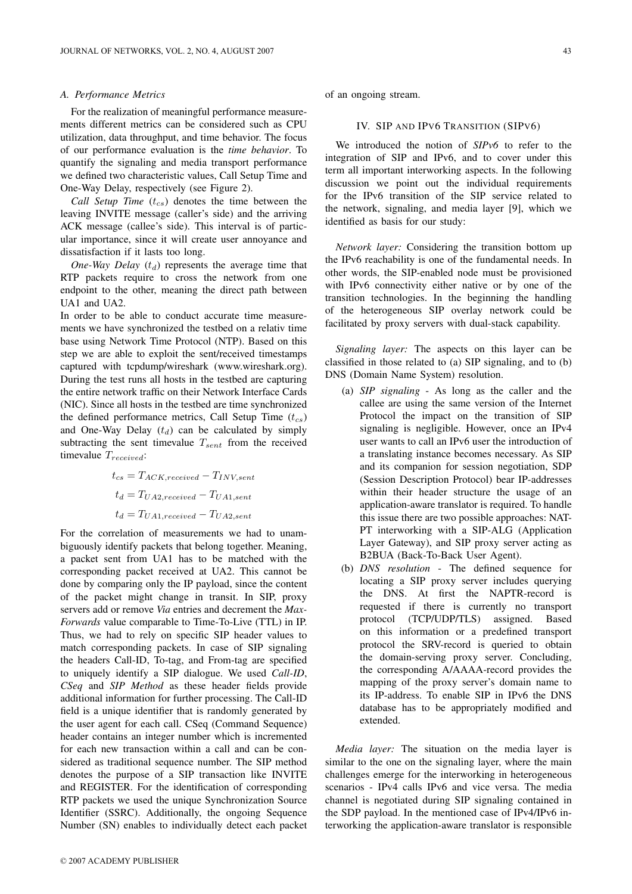### A. Performance Metrics

For the realization of meaningful performance measurements different metrics can be considered such as CPU utilization, data throughput, and time behavior. The focus of our performance evaluation is the *time behavior*. To quantify the signaling and media transport performance we defined two characteristic values, Call Setup Time and One-Way Delay, respectively (see Figure 2).

*Call Setup Time* ($t_{cs}$) denotes the time between the leaving INVITE message (caller's side) and the arriving ACK message (callee's side). This interval is of particular importance, since it will create user annoyance and dissatisfaction if it lasts too long.

*One-Way Delay* ($t_d$) represents the average time that RTP packets require to cross the network from one endpoint to the other, meaning the direct path between UA1 and UA2.

In order to be able to conduct accurate time measurements we have synchronized the testbed on a relativ time base using Network Time Protocol (NTP). Based on this step we are able to exploit the sent/received timestamps captured with tcpdump/wireshark (www.wireshark.org). During the test runs all hosts in the testbed are capturing the entire network traffic on their Network Interface Cards (NIC). Since all hosts in the testbed are time synchronized the defined performance metrics, Call Setup Time ($t_{cs}$) and One-Way Delay ($t_d$) can be calculated by simply subtracting the sent timevalue $T_{sent}$ from the received timevalue $T_{received}$:

$$t_{cs} = T_{ACK,received} - T_{INV,sent}$$

$$t_d = T_{UA2,received} - T_{UA1,sent}$$

$$t_d = T_{UA1,received} - T_{UA2,sent}$$

For the correlation of measurements we had to unambiguously identify packets that belong together. Meaning, a packet sent from UA1 has to be matched with the corresponding packet received at UA2. This cannot be done by comparing only the IP payload, since the content of the packet might change in transit. In SIP, proxy servers add or remove *Via* entries and decrement the *Max-Forwards* value comparable to Time-To-Live (TTL) in IP. Thus, we had to rely on specific SIP header values to match corresponding packets. In case of SIP signaling the headers Call-ID, To-tag, and From-tag are specified to uniquely identify a SIP dialogue. We used *Call-ID*, *CSeq* and *SIP Method* as these header fields provide additional information for further processing. The Call-ID field is a unique identifier that is randomly generated by the user agent for each call. CSeq (Command Sequence) header contains an integer number which is incremented for each new transaction within a call and can be considered as traditional sequence number. The SIP method denotes the purpose of a SIP transaction like INVITE and REGISTER. For the identification of corresponding RTP packets we used the unique Synchronization Source Identifier (SSRC). Additionally, the ongoing Sequence Number (SN) enables to individually detect each packet of an ongoing stream.

## IV. SIP AND IPV6 TRANSITION (SIPV6)

We introduced the notion of *SIPv6* to refer to the integration of SIP and IPv6, and to cover under this term all important interworking aspects. In the following discussion we point out the individual requirements for the IPv6 transition of the SIP service related to the network, signaling, and media layer [9], which we identified as basis for our study:

*Network layer:* Considering the transition bottom up the IPv6 reachability is one of the fundamental needs. In other words, the SIP-enabled node must be provisioned with IPv6 connectivity either native or by one of the transition technologies. In the beginning the handling of the heterogeneous SIP overlay network could be facilitated by proxy servers with dual-stack capability.

*Signaling layer:* The aspects on this layer can be classified in those related to (a) SIP signaling, and to (b) DNS (Domain Name System) resolution.

(a) *SIP signaling* - As long as the caller and the callee are using the same version of the Internet Protocol the impact on the transition of SIP signaling is negligible. However, once an IPv4 user wants to call an IPv6 user the introduction of a translating instance becomes necessary. As SIP and its companion for session negotiation, SDP (Session Description Protocol) bear IP-addresses within their header structure the usage of an application-aware translator is required. To handle this issue there are two possible approaches: NAT-PT interworking with a SIP-ALG (Application Layer Gateway), and SIP proxy server acting as B2BUA (Back-To-Back User Agent).

(b) *DNS resolution* - The defined sequence for locating a SIP proxy server includes querying the DNS. At first the NAPTR-record is requested if there is currently no transport protocol (TCP/UDP/TLS) assigned. Based on this information or a predefined transport protocol the SRV-record is queried to obtain the domain-serving proxy server. Concluding, the corresponding A/AAAA-record provides the mapping of the proxy server's domain name to its IP-address. To enable SIP in IPv6 the DNS database has to be appropriately modified and extended.

*Media layer:* The situation on the media layer is similar to the one on the signaling layer, where the main challenges emerge for the interworking in heterogeneous scenarios - IPv4 calls IPv6 and vice versa. The media channel is negotiated during SIP signaling contained in the SDP payload. In the mentioned case of IPv4/IPv6 interworking the application-aware translator is responsible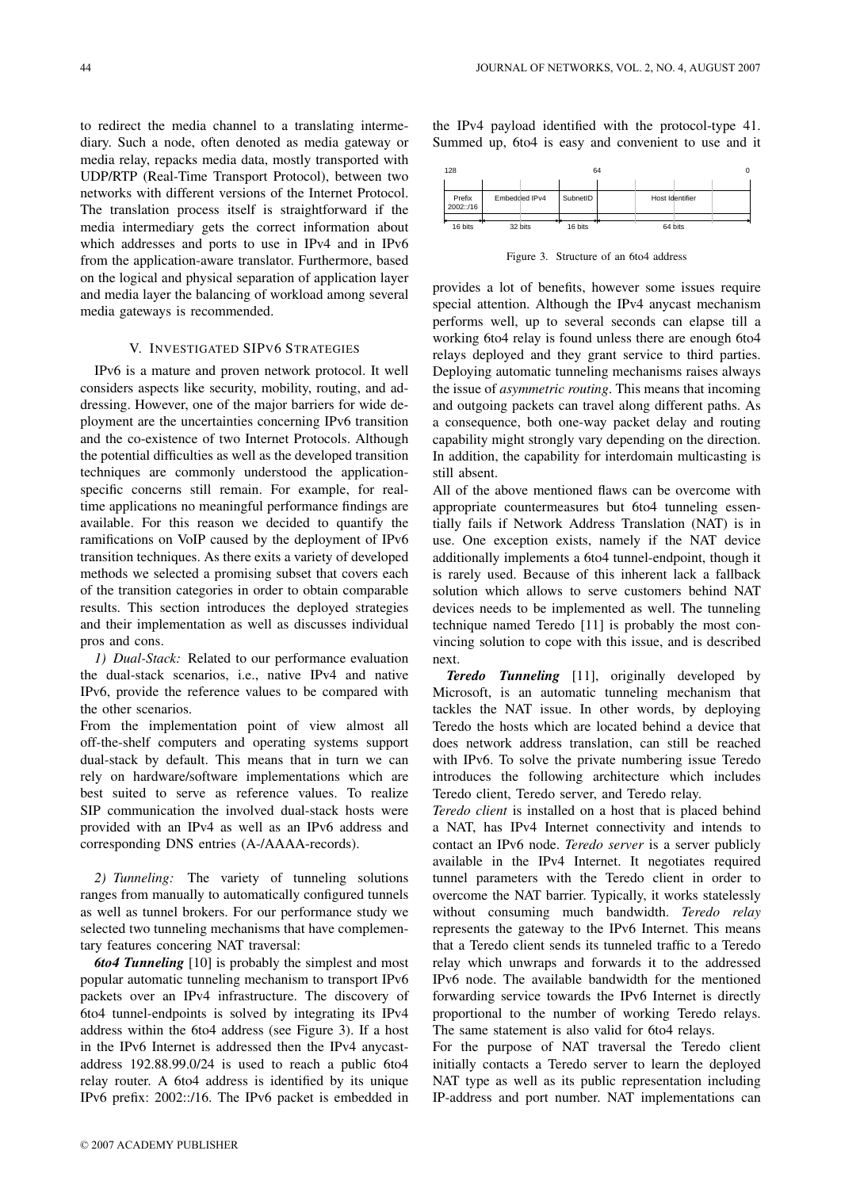to redirect the media channel to a translating intermediary. Such a node, often denoted as media gateway or media relay, repacks media data, mostly transported with UDP/RTP (Real-Time Transport Protocol), between two networks with different versions of the Internet Protocol. The translation process itself is straightforward if the media intermediary gets the correct information about which addresses and ports to use in IPv4 and in IPv6 from the application-aware translator. Furthermore, based on the logical and physical separation of application layer and media layer the balancing of workload among several media gateways is recommended.

## V. Investigated SIPv6 Strategies

IPv6 is a mature and proven network protocol. It well considers aspects like security, mobility, routing, and addressing. However, one of the major barriers for wide deployment are the uncertainties concerning IPv6 transition and the co-existence of two Internet Protocols. Although the potential difficulties as well as the developed transition techniques are commonly understood the application-specific concerns still remain. For example, for real-time applications no meaningful performance findings are available. For this reason we decided to quantify the ramifications on VoIP caused by the deployment of IPv6 transition techniques. As there exits a variety of developed methods we selected a promising subset that covers each of the transition categories in order to obtain comparable results. This section introduces the deployed strategies and their implementation as well as discusses individual pros and cons.

*1) Dual-Stack:* Related to our performance evaluation the dual-stack scenarios, i.e., native IPv4 and native IPv6, provide the reference values to be compared with the other scenarios.

From the implementation point of view almost all off-the-shelf computers and operating systems support dual-stack by default. This means that in turn we can rely on hardware/software implementations which are best suited to serve as reference values. To realize SIP communication the involved dual-stack hosts were provided with an IPv4 as well as an IPv6 address and corresponding DNS entries (A-/AAAA-records).

*2) Tunneling:* The variety of tunneling solutions ranges from manually to automatically configured tunnels as well as tunnel brokers. For our performance study we selected two tunneling mechanisms that have complementary features concering NAT traversal:

***6to4 Tunneling*** [10] is probably the simplest and most popular automatic tunneling mechanism to transport IPv6 packets over an IPv4 infrastructure. The discovery of 6to4 tunnel-endpoints is solved by integrating its IPv4 address within the 6to4 address (see Figure 3). If a host in the IPv6 Internet is addressed then the IPv4 anycast-address 192.88.99.0/24 is used to reach a public 6to4 relay router. A 6to4 address is identified by its unique IPv6 prefix: 2002::/16. The IPv6 packet is embedded in the IPv4 payload identified with the protocol-type 41. Summed up, 6to4 is easy and convenient to use and it

128
64
0
Prefix 2002::/16
Embedded IPv4
SubnetID
Host Identifier
16 bits
32 bits
16 bits
64 bits

Figure 3. Structure of an 6to4 address

provides a lot of benefits, however some issues require special attention. Although the IPv4 anycast mechanism performs well, up to several seconds can elapse till a working 6to4 relay is found unless there are enough 6to4 relays deployed and they grant service to third parties. Deploying automatic tunneling mechanisms raises always the issue of *asymmetric routing*. This means that incoming and outgoing packets can travel along different paths. As a consequence, both one-way packet delay and routing capability might strongly vary depending on the direction. In addition, the capability for interdomain multicasting is still absent.

All of the above mentioned flaws can be overcome with appropriate countermeasures but 6to4 tunneling essentially fails if Network Address Translation (NAT) is in use. One exception exists, namely if the NAT device additionally implements a 6to4 tunnel-endpoint, though it is rarely used. Because of this inherent lack a fallback solution which allows to serve customers behind NAT devices needs to be implemented as well. The tunneling technique named Teredo [11] is probably the most convincing solution to cope with this issue, and is described next.

***Teredo Tunneling*** [11], originally developed by Microsoft, is an automatic tunneling mechanism that tackles the NAT issue. In other words, by deploying Teredo the hosts which are located behind a device that does network address translation, can still be reached with IPv6. To solve the private numbering issue Teredo introduces the following architecture which includes Teredo client, Teredo server, and Teredo relay.

*Teredo client* is installed on a host that is placed behind a NAT, has IPv4 Internet connectivity and intends to contact an IPv6 node. *Teredo server* is a server publicly available in the IPv4 Internet. It negotiates required tunnel parameters with the Teredo client in order to overcome the NAT barrier. Typically, it works statelessly without consuming much bandwidth. *Teredo relay* represents the gateway to the IPv6 Internet. This means that a Teredo client sends its tunneled traffic to a Teredo relay which unwraps and forwards it to the addressed IPv6 node. The available bandwidth for the mentioned forwarding service towards the IPv6 Internet is directly proportional to the number of working Teredo relays. The same statement is also valid for 6to4 relays.

For the purpose of NAT traversal the Teredo client initially contacts a Teredo server to learn the deployed NAT type as well as its public representation including IP-address and port number. NAT implementations can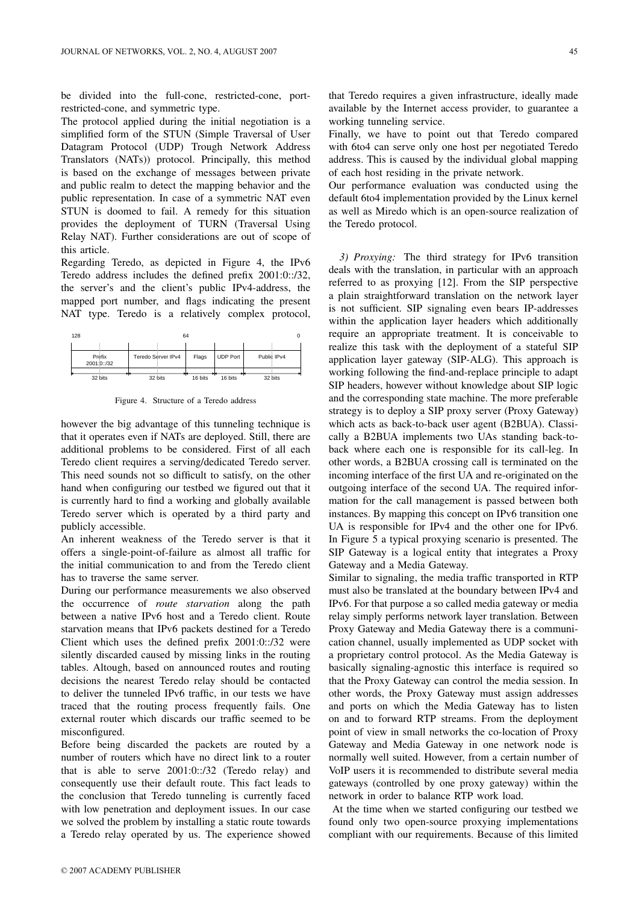be divided into the full-cone, restricted-cone, port-restricted-cone, and symmetric type.

The protocol applied during the initial negotiation is a simplified form of the STUN (Simple Traversal of User Datagram Protocol (UDP) Trough Network Address Translators (NATs)) protocol. Principally, this method is based on the exchange of messages between private and public realm to detect the mapping behavior and the public representation. In case of a symmetric NAT even STUN is doomed to fail. A remedy for this situation provides the deployment of TURN (Traversal Using Relay NAT). Further considerations are out of scope of this article.

Regarding Teredo, as depicted in Figure 4, the IPv6 Teredo address includes the defined prefix 2001:0::/32, the server's and the client's public IPv4-address, the mapped port number, and flags indicating the present NAT type. Teredo is a relatively complex protocol,

128

64

0

Prefix 2001:0::/32

Teredo Server IPv4

Flags

UDP Port

Public IPv4

32 bits

32 bits

16 bits

16 bits

32 bits

Figure 4. Structure of a Teredo address

however the big advantage of this tunneling technique is that it operates even if NATs are deployed. Still, there are additional problems to be considered. First of all each Teredo client requires a serving/dedicated Teredo server. This need sounds not so difficult to satisfy, on the other hand when configuring our testbed we figured out that it is currently hard to find a working and globally available Teredo server which is operated by a third party and publicly accessible.

An inherent weakness of the Teredo server is that it offers a single-point-of-failure as almost all traffic for the initial communication to and from the Teredo client has to traverse the same server.

During our performance measurements we also observed the occurrence of *route starvation* along the path between a native IPv6 host and a Teredo client. Route starvation means that IPv6 packets destined for a Teredo Client which uses the defined prefix 2001:0::/32 were silently discarded caused by missing links in the routing tables. Altough, based on announced routes and routing decisions the nearest Teredo relay should be contacted to deliver the tunneled IPv6 traffic, in our tests we have traced that the routing process frequently fails. One external router which discards our traffic seemed to be misconfigured.

Before being discarded the packets are routed by a number of routers which have no direct link to a router that is able to serve 2001:0::/32 (Teredo relay) and consequently use their default route. This fact leads to the conclusion that Teredo tunneling is currently faced with low penetration and deployment issues. In our case we solved the problem by installing a static route towards a Teredo relay operated by us. The experience showed that Teredo requires a given infrastructure, ideally made available by the Internet access provider, to guarantee a working tunneling service.

Finally, we have to point out that Teredo compared with 6to4 can serve only one host per negotiated Teredo address. This is caused by the individual global mapping of each host residing in the private network.

Our performance evaluation was conducted using the default 6to4 implementation provided by the Linux kernel as well as Miredo which is an open-source realization of the Teredo protocol.

*3) Proxying:* The third strategy for IPv6 transition deals with the translation, in particular with an approach referred to as proxying [12]. From the SIP perspective a plain straightforward translation on the network layer is not sufficient. SIP signaling even bears IP-addresses within the application layer headers which additionally require an appropriate treatment. It is conceivable to realize this task with the deployment of a stateful SIP application layer gateway (SIP-ALG). This approach is working following the find-and-replace principle to adapt SIP headers, however without knowledge about SIP logic and the corresponding state machine. The more preferable strategy is to deploy a SIP proxy server (Proxy Gateway) which acts as back-to-back user agent (B2BUA). Classically a B2BUA implements two UAs standing back-to-back where each one is responsible for its call-leg. In other words, a B2BUA crossing call is terminated on the incoming interface of the first UA and re-originated on the outgoing interface of the second UA. The required information for the call management is passed between both instances. By mapping this concept on IPv6 transition one UA is responsible for IPv4 and the other one for IPv6. In Figure 5 a typical proxying scenario is presented. The SIP Gateway is a logical entity that integrates a Proxy Gateway and a Media Gateway.

Similar to signaling, the media traffic transported in RTP must also be translated at the boundary between IPv4 and IPv6. For that purpose a so called media gateway or media relay simply performs network layer translation. Between Proxy Gateway and Media Gateway there is a communication channel, usually implemented as UDP socket with a proprietary control protocol. As the Media Gateway is basically signaling-agnostic this interface is required so that the Proxy Gateway can control the media session. In other words, the Proxy Gateway must assign addresses and ports on which the Media Gateway has to listen on and to forward RTP streams. From the deployment point of view in small networks the co-location of Proxy Gateway and Media Gateway in one network node is normally well suited. However, from a certain number of VoIP users it is recommended to distribute several media gateways (controlled by one proxy gateway) within the network in order to balance RTP work load.

At the time when we started configuring our testbed we found only two open-source proxying implementations compliant with our requirements. Because of this limited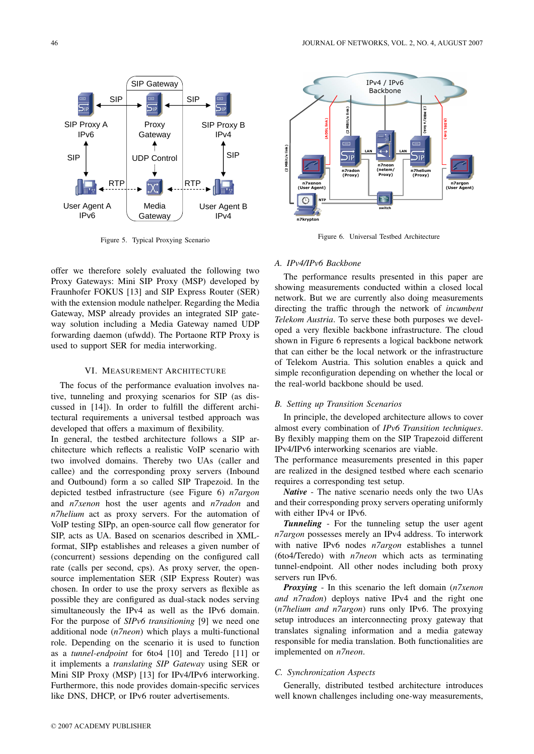SIP Gateway

SIP Proxy A
IPv6

SIP

Proxy
Gateway

SIP

SIP Proxy B
IPv4

SIP

UDP Control

SIP

RTP

RTP

User Agent A
IPv6

Media
Gateway

User Agent B
IPv4

Figure 5. Typical Proxying Scenario

IPv4 / IPv6
Backbone

(2 MBit/s link)

(ADSL link)

(2 MBit/s link)

(2 MBit/s link)

(ADSL link)

LAN

LAN

n7xenon
(User Agent)

n7radon
(Proxy)

n7neon
(netem/
Proxy)

n7helium
(Proxy)

n7argon
(User Agent)

NTP

switch

n7krypton

Figure 6. Universal Testbed Architecture

offer we therefore solely evaluated the following two Proxy Gateways: Mini SIP Proxy (MSP) developed by Fraunhofer FOKUS [13] and SIP Express Router (SER) with the extension module nathelper. Regarding the Media Gateway, MSP already provides an integrated SIP gateway solution including a Media Gateway named UDP forwarding daemon (ufwdd). The Portaone RTP Proxy is used to support SER for media interworking.

## VI. Measurement Architecture

The focus of the performance evaluation involves native, tunneling and proxying scenarios for SIP (as discussed in [14]). In order to fulfill the different architectural requirements a universal testbed approach was developed that offers a maximum of flexibility.

In general, the testbed architecture follows a SIP architecture which reflects a realistic VoIP scenario with two involved domains. Thereby two UAs (caller and callee) and the corresponding proxy servers (Inbound and Outbound) form a so called SIP Trapezoid. In the depicted testbed infrastructure (see Figure 6) *n7argon* and *n7xenon* host the user agents and *n7radon* and *n7helium* act as proxy servers. For the automation of VoIP testing SIPp, an open-source call flow generator for SIP, acts as UA. Based on scenarios described in XML-format, SIPp establishes and releases a given number of (concurrent) sessions depending on the configured call rate (calls per second, cps). As proxy server, the open-source implementation SER (SIP Express Router) was chosen. In order to use the proxy servers as flexible as possible they are configured as dual-stack nodes serving simultaneously the IPv4 as well as the IPv6 domain. For the purpose of *SIPv6 transitioning* [9] we need one additional node (*n7neon*) which plays a multi-functional role. Depending on the scenario it is used to function as a *tunnel-endpoint* for 6to4 [10] and Teredo [11] or it implements a *translating SIP Gateway* using SER or Mini SIP Proxy (MSP) [13] for IPv4/IPv6 interworking. Furthermore, this node provides domain-specific services like DNS, DHCP, or IPv6 router advertisements.

### A. IPv4/IPv6 Backbone

The performance results presented in this paper are showing measurements conducted within a closed local network. But we are currently also doing measurements directing the traffic through the network of *incumbent Telekom Austria*. To serve these both purposes we developed a very flexible backbone infrastructure. The cloud shown in Figure 6 represents a logical backbone network that can either be the local network or the infrastructure of Telekom Austria. This solution enables a quick and simple reconfiguration depending on whether the local or the real-world backbone should be used.

### B. Setting up Transition Scenarios

In principle, the developed architecture allows to cover almost every combination of *IPv6 Transition techniques*. By flexibly mapping them on the SIP Trapezoid different IPv4/IPv6 interworking scenarios are viable.

The performance measurements presented in this paper are realized in the designed testbed where each scenario requires a corresponding test setup.

***Native*** - The native scenario needs only the two UAs and their corresponding proxy servers operating uniformly with either IPv4 or IPv6.

***Tunneling*** - For the tunneling setup the user agent *n7argon* possesses merely an IPv4 address. To interwork with native IPv6 nodes *n7argon* establishes a tunnel (6to4/Teredo) with *n7neon* which acts as terminating tunnel-endpoint. All other nodes including both proxy servers run IPv6.

***Proxying*** - In this scenario the left domain (*n7xenon and n7radon*) deploys native IPv4 and the right one (*n7helium and n7argon*) runs only IPv6. The proxying setup introduces an interconnecting proxy gateway that translates signaling information and a media gateway responsible for media translation. Both functionalities are implemented on *n7neon*.

### C. Synchronization Aspects

Generally, distributed testbed architecture introduces well known challenges including one-way measurements,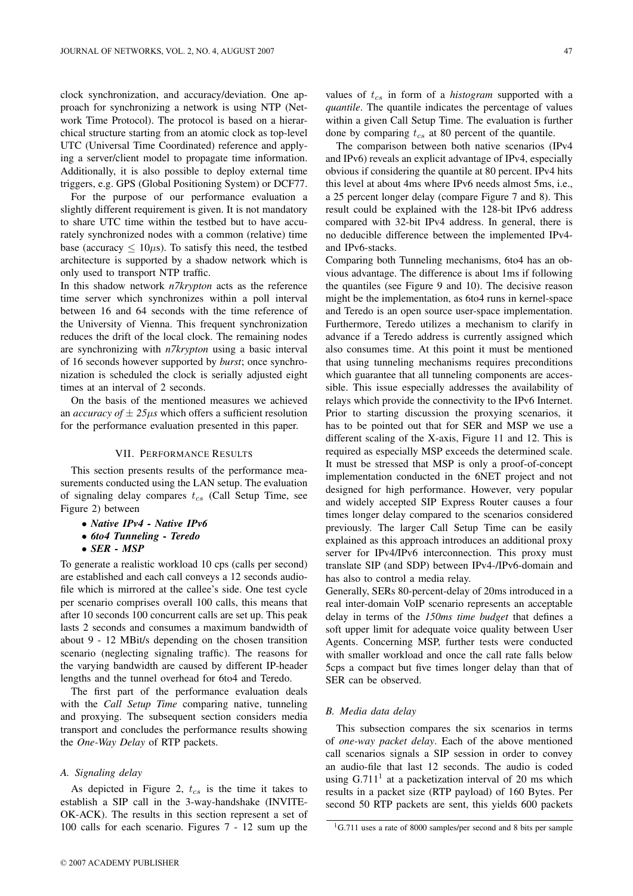clock synchronization, and accuracy/deviation. One approach for synchronizing a network is using NTP (Network Time Protocol). The protocol is based on a hierarchical structure starting from an atomic clock as top-level UTC (Universal Time Coordinated) reference and applying a server/client model to propagate time information. Additionally, it is also possible to deploy external time triggers, e.g. GPS (Global Positioning System) or DCF77.

For the purpose of our performance evaluation a slightly different requirement is given. It is not mandatory to share UTC time within the testbed but to have accurately synchronized nodes with a common (relative) time base (accuracy $\leq 10\mu$s). To satisfy this need, the testbed architecture is supported by a shadow network which is only used to transport NTP traffic.

In this shadow network *n7krypton* acts as the reference time server which synchronizes within a poll interval between 16 and 64 seconds with the time reference of the University of Vienna. This frequent synchronization reduces the drift of the local clock. The remaining nodes are synchronizing with *n7krypton* using a basic interval of 16 seconds however supported by *burst*; once synchronization is scheduled the clock is serially adjusted eight times at an interval of 2 seconds.

On the basis of the mentioned measures we achieved an *accuracy of* $\pm$ *25µs* which offers a sufficient resolution for the performance evaluation presented in this paper.

## VII. Performance Results

This section presents results of the performance measurements conducted using the LAN setup. The evaluation of signaling delay compares $t_{cs}$ (Call Setup Time, see Figure 2) between

- ***Native IPv4 - Native IPv6***
- ***6to4 Tunneling - Teredo***
- ***SER - MSP***

To generate a realistic workload 10 cps (calls per second) are established and each call conveys a 12 seconds audio-file which is mirrored at the callee's side. One test cycle per scenario comprises overall 100 calls, this means that after 10 seconds 100 concurrent calls are set up. This peak lasts 2 seconds and consumes a maximum bandwidth of about 9 - 12 MBit/s depending on the chosen transition scenario (neglecting signaling traffic). The reasons for the varying bandwidth are caused by different IP-header lengths and the tunnel overhead for 6to4 and Teredo.

The first part of the performance evaluation deals with the *Call Setup Time* comparing native, tunneling and proxying. The subsequent section considers media transport and concludes the performance results showing the *One-Way Delay* of RTP packets.

### A. Signaling delay

As depicted in Figure 2, $t_{cs}$ is the time it takes to establish a SIP call in the 3-way-handshake (INVITE-OK-ACK). The results in this section represent a set of 100 calls for each scenario. Figures 7 - 12 sum up the values of $t_{cs}$ in form of a *histogram* supported with a *quantile*. The quantile indicates the percentage of values within a given Call Setup Time. The evaluation is further done by comparing $t_{cs}$ at 80 percent of the quantile.

The comparison between both native scenarios (IPv4 and IPv6) reveals an explicit advantage of IPv4, especially obvious if considering the quantile at 80 percent. IPv4 hits this level at about 4ms where IPv6 needs almost 5ms, i.e., a 25 percent longer delay (compare Figure 7 and 8). This result could be explained with the 128-bit IPv6 address compared with 32-bit IPv4 address. In general, there is no deducible difference between the implemented IPv4- and IPv6-stacks.

Comparing both Tunneling mechanisms, 6to4 has an obvious advantage. The difference is about 1ms if following the quantiles (see Figure 9 and 10). The decisive reason might be the implementation, as 6to4 runs in kernel-space and Teredo is an open source user-space implementation. Furthermore, Teredo utilizes a mechanism to clarify in advance if a Teredo address is currently assigned which also consumes time. At this point it must be mentioned that using tunneling mechanisms requires preconditions which guarantee that all tunneling components are accessible. This issue especially addresses the availability of relays which provide the connectivity to the IPv6 Internet.

Prior to starting discussion the proxying scenarios, it has to be pointed out that for SER and MSP we use a different scaling of the X-axis, Figure 11 and 12. This is required as especially MSP exceeds the determined scale. It must be stressed that MSP is only a proof-of-concept implementation conducted in the 6NET project and not designed for high performance. However, very popular and widely accepted SIP Express Router causes a four times longer delay compared to the scenarios considered previously. The larger Call Setup Time can be easily explained as this approach introduces an additional proxy server for IPv4/IPv6 interconnection. This proxy must translate SIP (and SDP) between IPv4-/IPv6-domain and has also to control a media relay.

Generally, SERs 80-percent-delay of 20ms introduced in a real inter-domain VoIP scenario represents an acceptable delay in terms of the *150ms time budget* that defines a soft upper limit for adequate voice quality between User Agents. Concerning MSP, further tests were conducted with smaller workload and once the call rate falls below 5cps a compact but five times longer delay than that of SER can be observed.

### B. Media data delay

This subsection compares the six scenarios in terms of *one-way packet delay*. Each of the above mentioned call scenarios signals a SIP session in order to convey an audio-file that last 12 seconds. The audio is coded using G.711[1] at a packetization interval of 20 ms which results in a packet size (RTP payload) of 160 Bytes. Per second 50 RTP packets are sent, this yields 600 packets

[1] G.711 uses a rate of 8000 samples/per second and 8 bits per sample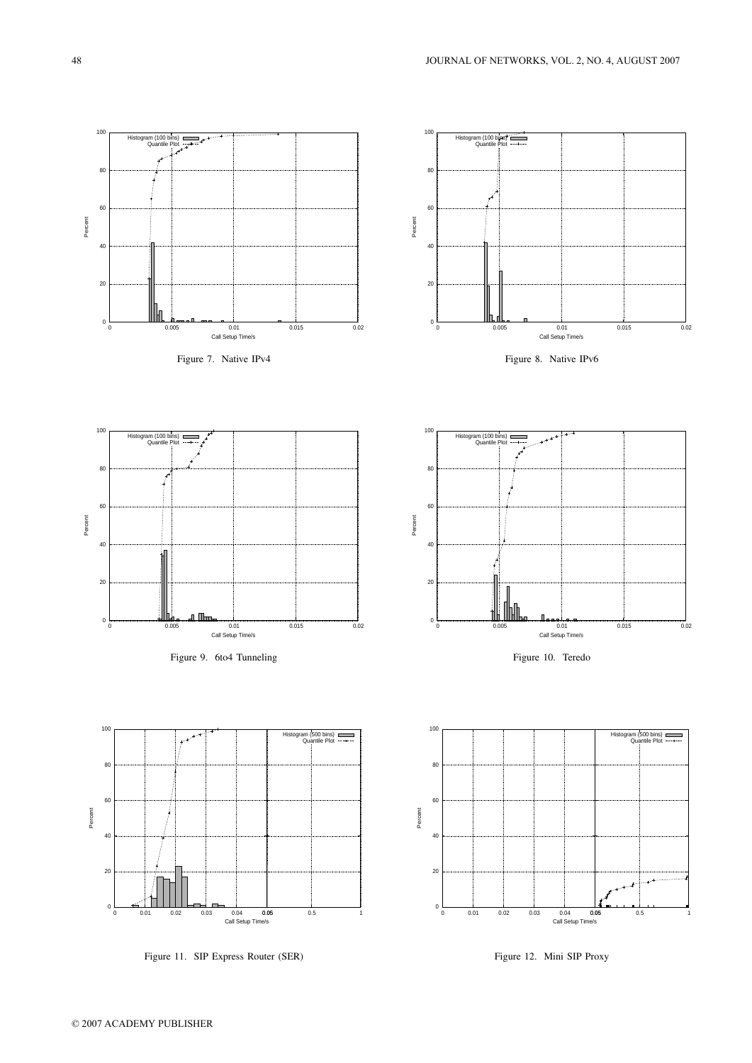100
80
60
40
20
0
Percent
0 0.005 0.01 0.015 0.02
Call Setup Time/s
Histogram (100 bins)
Quantile Plot

Figure 7. Native IPv4

100
80
60
40
20
0
Percent
0 0.005 0.01 0.015 0.02
Call Setup Time/s
Histogram (100 bins)
Quantile Plot

Figure 8. Native IPv6

100
80
60
40
20
0
Percent
0 0.005 0.01 0.015 0.02
Call Setup Time/s
Histogram (100 bins)
Quantile Plot

Figure 9. 6to4 Tunneling

100
80
60
40
20
0
Percent
0 0.005 0.01 0.015 0.02
Call Setup Time/s
Histogram (100 bins)
Quantile Plot

Figure 10. Teredo

100
80
60
40
20
0
Percent
0 0.01 0.02 0.03 0.04 0.05 0.5 1
Call Setup Time/s
Histogram (500 bins)
Quantile Plot

Figure 11. SIP Express Router (SER)

100
80
60
40
20
0
Percent
0 0.01 0.02 0.03 0.04 0.05 0.5 1
Call Setup Time/s
Histogram (500 bins)
Quantile Plot

Figure 12. Mini SIP Proxy

© 2007 ACADEMY PUBLISHER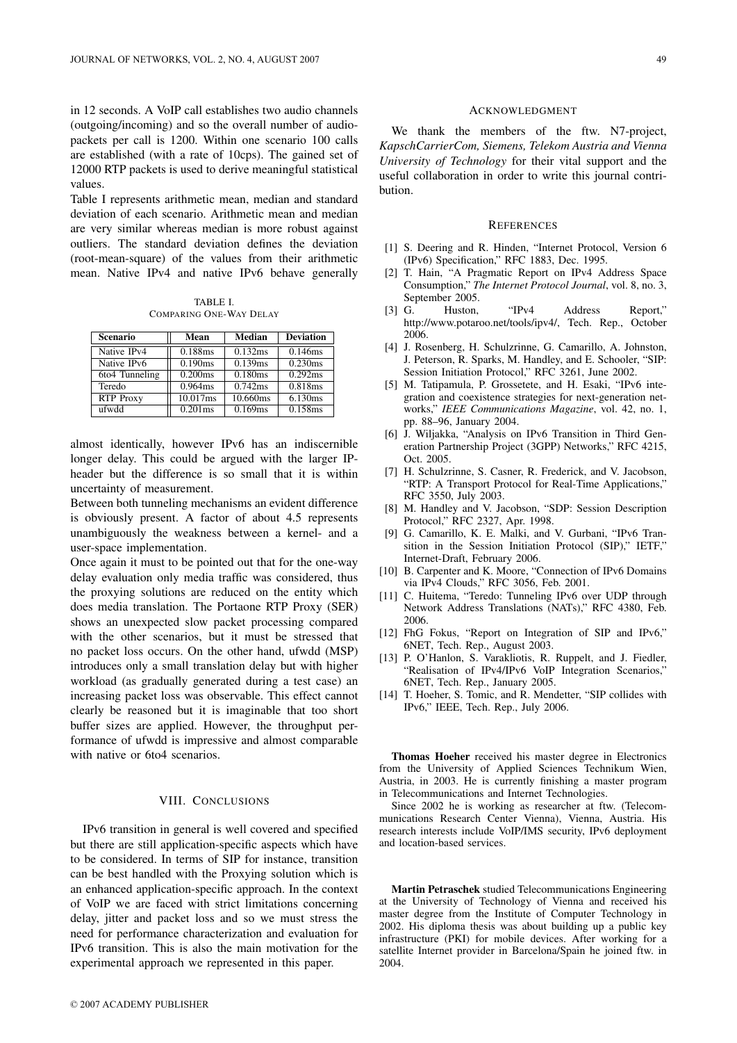in 12 seconds. A VoIP call establishes two audio channels (outgoing/incoming) and so the overall number of audio-packets per call is 1200. Within one scenario 100 calls are established (with a rate of 10cps). The gained set of 12000 RTP packets is used to derive meaningful statistical values.

Table I represents arithmetic mean, median and standard deviation of each scenario. Arithmetic mean and median are very similar whereas median is more robust against outliers. The standard deviation defines the deviation (root-mean-square) of the values from their arithmetic mean. Native IPv4 and native IPv6 behave generally almost identically, however IPv6 has an indiscernible longer delay. This could be argued with the larger IP-header but the difference is so small that it is within uncertainty of measurement.

TABLE I.
COMPARING ONE-WAY DELAY

| Scenario | Mean | Median | Deviation |
|---|---|---|---|
| Native IPv4 | 0.188ms | 0.132ms | 0.146ms |
| Native IPv6 | 0.190ms | 0.139ms | 0.230ms |
| 6to4 Tunneling | 0.200ms | 0.180ms | 0.292ms |
| Teredo | 0.964ms | 0.742ms | 0.818ms |
| RTP Proxy | 10.017ms | 10.660ms | 6.130ms |
| ufwdd | 0.201ms | 0.169ms | 0.158ms |

Between both tunneling mechanisms an evident difference is obviously present. A factor of about 4.5 represents unambiguously the weakness between a kernel- and a user-space implementation.

Once again it must to be pointed out that for the one-way delay evaluation only media traffic was considered, thus the proxying solutions are reduced on the entity which does media translation. The Portaone RTP Proxy (SER) shows an unexpected slow packet processing compared with the other scenarios, but it must be stressed that no packet loss occurs. On the other hand, ufwdd (MSP) introduces only a small translation delay but with higher workload (as gradually generated during a test case) an increasing packet loss was observable. This effect cannot clearly be reasoned but it is imaginable that too short buffer sizes are applied. However, the throughput performance of ufwdd is impressive and almost comparable with native or 6to4 scenarios.

## VIII. Conclusions

IPv6 transition in general is well covered and specified but there are still application-specific aspects which have to be considered. In terms of SIP for instance, transition can be best handled with the Proxying solution which is an enhanced application-specific approach. In the context of VoIP we are faced with strict limitations concerning delay, jitter and packet loss and so we must stress the need for performance characterization and evaluation for IPv6 transition. This is also the main motivation for the experimental approach we represented in this paper.

## Acknowledgment

We thank the members of the ftw. N7-project, *KapschCarrierCom, Siemens, Telekom Austria and Vienna University of Technology* for their vital support and the useful collaboration in order to write this journal contribution.

## References

[1] S. Deering and R. Hinden, "Internet Protocol, Version 6 (IPv6) Specification," RFC 1883, Dec. 1995.

[2] T. Hain, "A Pragmatic Report on IPv4 Address Space Consumption," *The Internet Protocol Journal*, vol. 8, no. 3, September 2005.

[3] G. Huston, "IPv4 Address Report," http://www.potaroo.net/tools/ipv4/, Tech. Rep., October 2006.

[4] J. Rosenberg, H. Schulzrinne, G. Camarillo, A. Johnston, J. Peterson, R. Sparks, M. Handley, and E. Schooler, "SIP: Session Initiation Protocol," RFC 3261, June 2002.

[5] M. Tatipamula, P. Grossetete, and H. Esaki, "IPv6 integration and coexistence strategies for next-generation networks," *IEEE Communications Magazine*, vol. 42, no. 1, pp. 88–96, January 2004.

[6] J. Wiljakka, "Analysis on IPv6 Transition in Third Generation Partnership Project (3GPP) Networks," RFC 4215, Oct. 2005.

[7] H. Schulzrinne, S. Casner, R. Frederick, and V. Jacobson, "RTP: A Transport Protocol for Real-Time Applications," RFC 3550, July 2003.

[8] M. Handley and V. Jacobson, "SDP: Session Description Protocol," RFC 2327, Apr. 1998.

[9] G. Camarillo, K. E. Malki, and V. Gurbani, "IPv6 Transition in the Session Initiation Protocol (SIP)," IETF," Internet-Draft, February 2006.

[10] B. Carpenter and K. Moore, "Connection of IPv6 Domains via IPv4 Clouds," RFC 3056, Feb. 2001.

[11] C. Huitema, "Teredo: Tunneling IPv6 over UDP through Network Address Translations (NATs)," RFC 4380, Feb. 2006.

[12] FhG Fokus, "Report on Integration of SIP and IPv6," 6NET, Tech. Rep., August 2003.

[13] P. O'Hanlon, S. Varakliotis, R. Ruppelt, and J. Fiedler, "Realisation of IPv4/IPv6 VoIP Integration Scenarios," 6NET, Tech. Rep., January 2005.

[14] T. Hoeher, S. Tomic, and R. Mendetter, "SIP collides with IPv6," IEEE, Tech. Rep., July 2006.

**Thomas Hoeher** received his master degree in Electronics from the University of Applied Sciences Technikum Wien, Austria, in 2003. He is currently finishing a master program in Telecommunications and Internet Technologies.

Since 2002 he is working as researcher at ftw. (Telecommunications Research Center Vienna), Vienna, Austria. His research interests include VoIP/IMS security, IPv6 deployment and location-based services.

**Martin Petraschek** studied Telecommunications Engineering at the University of Technology of Vienna and received his master degree from the Institute of Computer Technology in 2002. His diploma thesis was about building up a public key infrastructure (PKI) for mobile devices. After working for a satellite Internet provider in Barcelona/Spain he joined ftw. in 2004.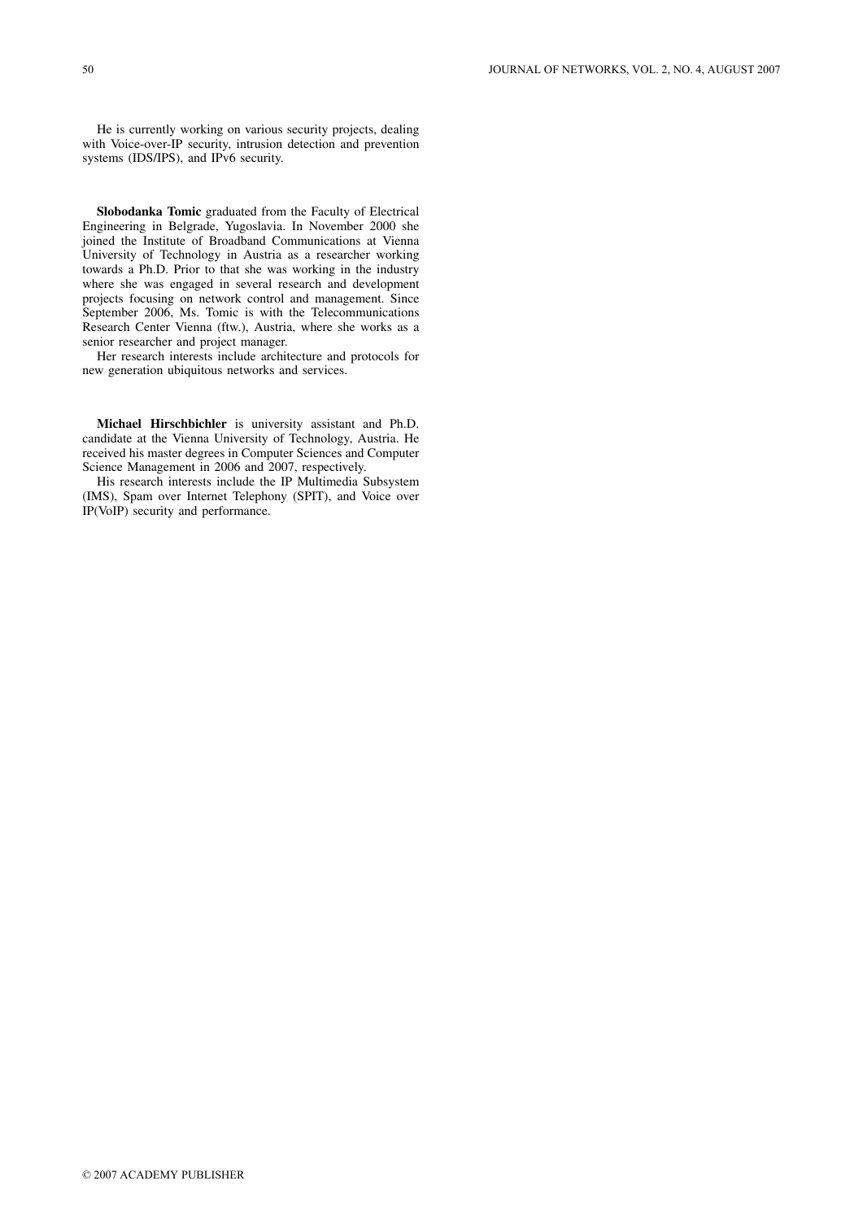He is currently working on various security projects, dealing with Voice-over-IP security, intrusion detection and prevention systems (IDS/IPS), and IPv6 security.

**Slobodanka Tomic** graduated from the Faculty of Electrical Engineering in Belgrade, Yugoslavia. In November 2000 she joined the Institute of Broadband Communications at Vienna University of Technology in Austria as a researcher working towards a Ph.D. Prior to that she was working in the industry where she was engaged in several research and development projects focusing on network control and management. Since September 2006, Ms. Tomic is with the Telecommunications Research Center Vienna (ftw.), Austria, where she works as a senior researcher and project manager.

Her research interests include architecture and protocols for new generation ubiquitous networks and services.

**Michael Hirschbichler** is university assistant and Ph.D. candidate at the Vienna University of Technology, Austria. He received his master degrees in Computer Sciences and Computer Science Management in 2006 and 2007, respectively.

His research interests include the IP Multimedia Subsystem (IMS), Spam over Internet Telephony (SPIT), and Voice over IP(VoIP) security and performance.